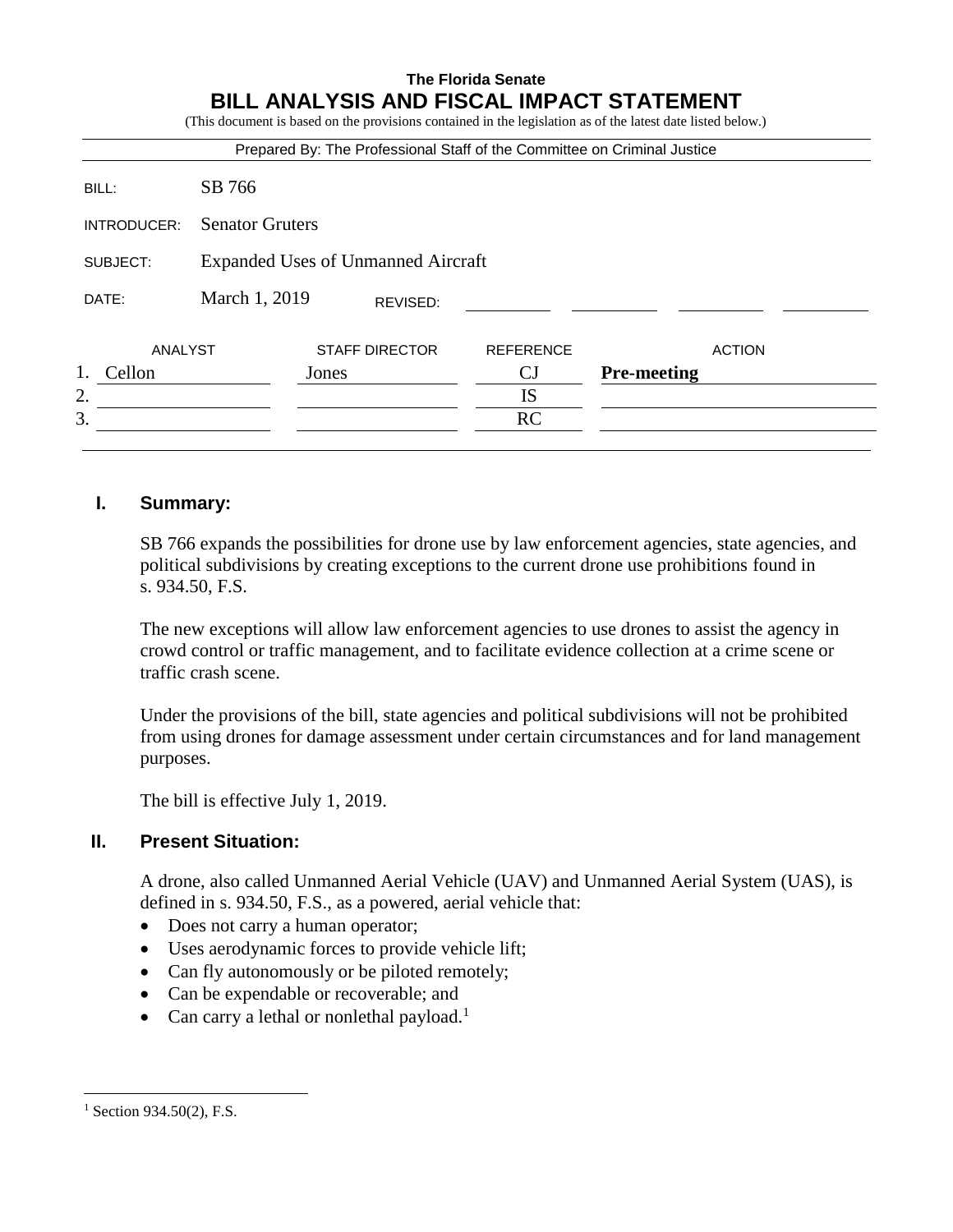**The Florida Senate**

# BILL ANALYSIS AND FISCAL IMPACT STATEMENT

(This document is based on the provisions contained in the legislation as of the latest date listed below.)

Prepared By: The Professional Staff of the Committee on Criminal Justice

| | |
|---|---|
| BILL: | SB 766 |
| INTRODUCER: | Senator Gruters |
| SUBJECT: | Expanded Uses of Unmanned Aircraft |
| DATE: | March 1, 2019 REVISED: |

| | ANALYST | STAFF DIRECTOR | REFERENCE | ACTION |
|---|---|---|---|---|
| 1. | Cellon | Jones | CJ | **Pre-meeting** |
| 2. | | | IS | |
| 3. | | | RC | |

## I. Summary:

SB 766 expands the possibilities for drone use by law enforcement agencies, state agencies, and political subdivisions by creating exceptions to the current drone use prohibitions found in s. 934.50, F.S.

The new exceptions will allow law enforcement agencies to use drones to assist the agency in crowd control or traffic management, and to facilitate evidence collection at a crime scene or traffic crash scene.

Under the provisions of the bill, state agencies and political subdivisions will not be prohibited from using drones for damage assessment under certain circumstances and for land management purposes.

The bill is effective July 1, 2019.

## II. Present Situation:

A drone, also called Unmanned Aerial Vehicle (UAV) and Unmanned Aerial System (UAS), is defined in s. 934.50, F.S., as a powered, aerial vehicle that:

- Does not carry a human operator;
- Uses aerodynamic forces to provide vehicle lift;
- Can fly autonomously or be piloted remotely;
- Can be expendable or recoverable; and
- Can carry a lethal or nonlethal payload.[1]

[1] Section 934.50(2), F.S.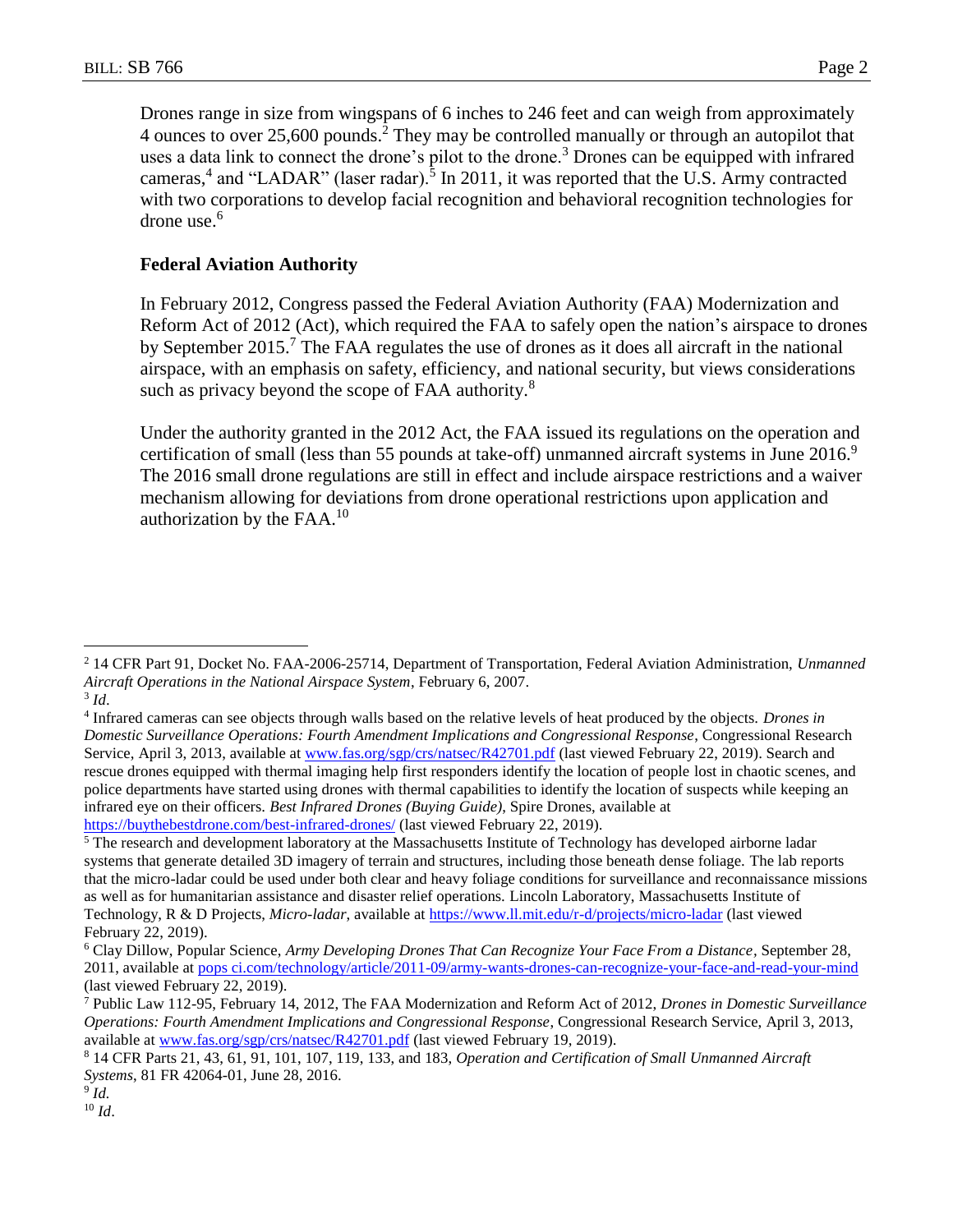Drones range in size from wingspans of 6 inches to 246 feet and can weigh from approximately 4 ounces to over 25,600 pounds.[2] They may be controlled manually or through an autopilot that uses a data link to connect the drone's pilot to the drone.[3] Drones can be equipped with infrared cameras,[4] and "LADAR" (laser radar).[5] In 2011, it was reported that the U.S. Army contracted with two corporations to develop facial recognition and behavioral recognition technologies for drone use.[6]

### Federal Aviation Authority

In February 2012, Congress passed the Federal Aviation Authority (FAA) Modernization and Reform Act of 2012 (Act), which required the FAA to safely open the nation's airspace to drones by September 2015.[7] The FAA regulates the use of drones as it does all aircraft in the national airspace, with an emphasis on safety, efficiency, and national security, but views considerations such as privacy beyond the scope of FAA authority.[8]

Under the authority granted in the 2012 Act, the FAA issued its regulations on the operation and certification of small (less than 55 pounds at take-off) unmanned aircraft systems in June 2016.[9] The 2016 small drone regulations are still in effect and include airspace restrictions and a waiver mechanism allowing for deviations from drone operational restrictions upon application and authorization by the FAA.[10]

---

[2] 14 CFR Part 91, Docket No. FAA-2006-25714, Department of Transportation, Federal Aviation Administration, *Unmanned Aircraft Operations in the National Airspace System*, February 6, 2007.

[3] *Id.*

[4] Infrared cameras can see objects through walls based on the relative levels of heat produced by the objects. *Drones in Domestic Surveillance Operations: Fourth Amendment Implications and Congressional Response*, Congressional Research Service, April 3, 2013, available at www.fas.org/sgp/crs/natsec/R42701.pdf (last viewed February 22, 2019). Search and rescue drones equipped with thermal imaging help first responders identify the location of people lost in chaotic scenes, and police departments have started using drones with thermal capabilities to identify the location of suspects while keeping an infrared eye on their officers. *Best Infrared Drones (Buying Guide)*, Spire Drones, available at https://buythebestdrone.com/best-infrared-drones/ (last viewed February 22, 2019).

[5] The research and development laboratory at the Massachusetts Institute of Technology has developed airborne ladar systems that generate detailed 3D imagery of terrain and structures, including those beneath dense foliage. The lab reports that the micro-ladar could be used under both clear and heavy foliage conditions for surveillance and reconnaissance missions as well as for humanitarian assistance and disaster relief operations. Lincoln Laboratory, Massachusetts Institute of Technology, R & D Projects, *Micro-ladar*, available at https://www.ll.mit.edu/r-d/projects/micro-ladar (last viewed February 22, 2019).

[6] Clay Dillow, Popular Science, *Army Developing Drones That Can Recognize Your Face From a Distance*, September 28, 2011, available at pops ci.com/technology/article/2011-09/army-wants-drones-can-recognize-your-face-and-read-your-mind (last viewed February 22, 2019).

[7] Public Law 112-95, February 14, 2012, The FAA Modernization and Reform Act of 2012, *Drones in Domestic Surveillance Operations: Fourth Amendment Implications and Congressional Response*, Congressional Research Service, April 3, 2013, available at www.fas.org/sgp/crs/natsec/R42701.pdf (last viewed February 19, 2019).

[8] 14 CFR Parts 21, 43, 61, 91, 101, 107, 119, 133, and 183, *Operation and Certification of Small Unmanned Aircraft Systems*, 81 FR 42064-01, June 28, 2016.

[9] *Id.*

[10] *Id.*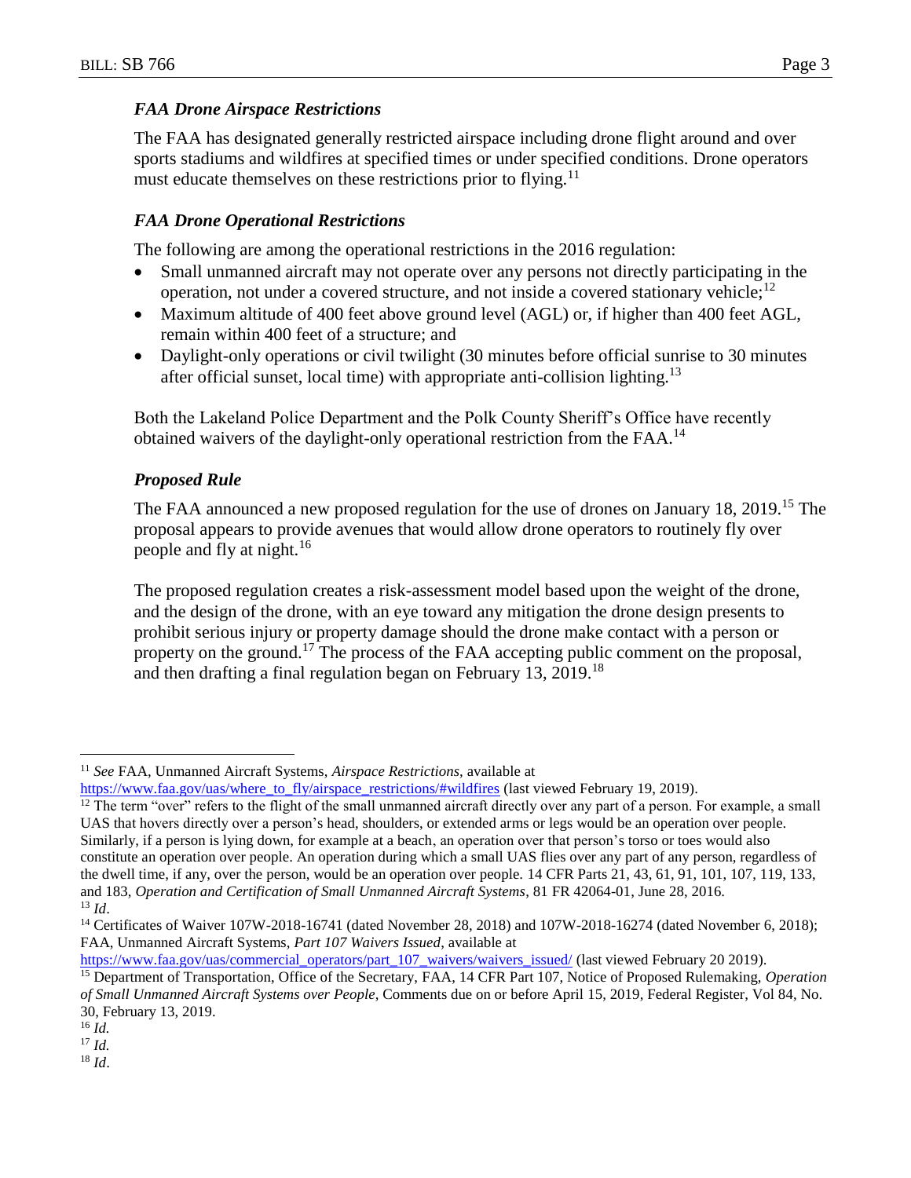### *FAA Drone Airspace Restrictions*

The FAA has designated generally restricted airspace including drone flight around and over sports stadiums and wildfires at specified times or under specified conditions. Drone operators must educate themselves on these restrictions prior to flying.[11]

### *FAA Drone Operational Restrictions*

The following are among the operational restrictions in the 2016 regulation:

- Small unmanned aircraft may not operate over any persons not directly participating in the operation, not under a covered structure, and not inside a covered stationary vehicle;[12]
- Maximum altitude of 400 feet above ground level (AGL) or, if higher than 400 feet AGL, remain within 400 feet of a structure; and
- Daylight-only operations or civil twilight (30 minutes before official sunrise to 30 minutes after official sunset, local time) with appropriate anti-collision lighting.[13]

Both the Lakeland Police Department and the Polk County Sheriff's Office have recently obtained waivers of the daylight-only operational restriction from the FAA.[14]

### *Proposed Rule*

The FAA announced a new proposed regulation for the use of drones on January 18, 2019.[15] The proposal appears to provide avenues that would allow drone operators to routinely fly over people and fly at night.[16]

The proposed regulation creates a risk-assessment model based upon the weight of the drone, and the design of the drone, with an eye toward any mitigation the drone design presents to prohibit serious injury or property damage should the drone make contact with a person or property on the ground.[17] The process of the FAA accepting public comment on the proposal, and then drafting a final regulation began on February 13, 2019.[18]

---

[11] *See* FAA, Unmanned Aircraft Systems, *Airspace Restrictions*, available at https://www.faa.gov/uas/where_to_fly/airspace_restrictions/#wildfires (last viewed February 19, 2019).

[12] The term "over" refers to the flight of the small unmanned aircraft directly over any part of a person. For example, a small UAS that hovers directly over a person's head, shoulders, or extended arms or legs would be an operation over people. Similarly, if a person is lying down, for example at a beach, an operation over that person's torso or toes would also constitute an operation over people. An operation during which a small UAS flies over any part of any person, regardless of the dwell time, if any, over the person, would be an operation over people. 14 CFR Parts 21, 43, 61, 91, 101, 107, 119, 133, and 183, *Operation and Certification of Small Unmanned Aircraft Systems*, 81 FR 42064-01, June 28, 2016.

[13] *Id*.

[14] Certificates of Waiver 107W-2018-16741 (dated November 28, 2018) and 107W-2018-16274 (dated November 6, 2018); FAA, Unmanned Aircraft Systems, *Part 107 Waivers Issued*, available at https://www.faa.gov/uas/commercial_operators/part_107_waivers/waivers_issued/ (last viewed February 20 2019).

[15] Department of Transportation, Office of the Secretary, FAA, 14 CFR Part 107, Notice of Proposed Rulemaking, *Operation of Small Unmanned Aircraft Systems over People*, Comments due on or before April 15, 2019, Federal Register, Vol 84, No. 30, February 13, 2019.

[16] *Id.*

[17] *Id.*

[18] *Id*.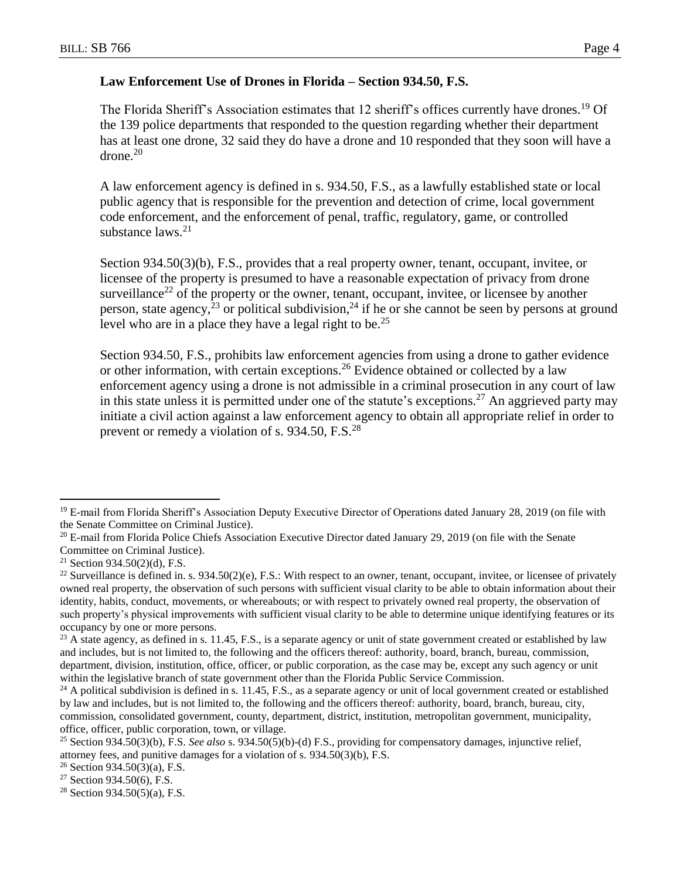**Law Enforcement Use of Drones in Florida – Section 934.50, F.S.**

The Florida Sheriff's Association estimates that 12 sheriff's offices currently have drones.[19] Of the 139 police departments that responded to the question regarding whether their department has at least one drone, 32 said they do have a drone and 10 responded that they soon will have a drone.[20]

A law enforcement agency is defined in s. 934.50, F.S., as a lawfully established state or local public agency that is responsible for the prevention and detection of crime, local government code enforcement, and the enforcement of penal, traffic, regulatory, game, or controlled substance laws.[21]

Section 934.50(3)(b), F.S., provides that a real property owner, tenant, occupant, invitee, or licensee of the property is presumed to have a reasonable expectation of privacy from drone surveillance[22] of the property or the owner, tenant, occupant, invitee, or licensee by another person, state agency,[23] or political subdivision,[24] if he or she cannot be seen by persons at ground level who are in a place they have a legal right to be.[25]

Section 934.50, F.S., prohibits law enforcement agencies from using a drone to gather evidence or other information, with certain exceptions.[26] Evidence obtained or collected by a law enforcement agency using a drone is not admissible in a criminal prosecution in any court of law in this state unless it is permitted under one of the statute's exceptions.[27] An aggrieved party may initiate a civil action against a law enforcement agency to obtain all appropriate relief in order to prevent or remedy a violation of s. 934.50, F.S.[28]

---

[19] E-mail from Florida Sheriff's Association Deputy Executive Director of Operations dated January 28, 2019 (on file with the Senate Committee on Criminal Justice).

[20] E-mail from Florida Police Chiefs Association Executive Director dated January 29, 2019 (on file with the Senate Committee on Criminal Justice).

[21] Section 934.50(2)(d), F.S.

[22] Surveillance is defined in. s. 934.50(2)(e), F.S.: With respect to an owner, tenant, occupant, invitee, or licensee of privately owned real property, the observation of such persons with sufficient visual clarity to be able to obtain information about their identity, habits, conduct, movements, or whereabouts; or with respect to privately owned real property, the observation of such property's physical improvements with sufficient visual clarity to be able to determine unique identifying features or its occupancy by one or more persons.

[23] A state agency, as defined in s. 11.45, F.S., is a separate agency or unit of state government created or established by law and includes, but is not limited to, the following and the officers thereof: authority, board, branch, bureau, commission, department, division, institution, office, officer, or public corporation, as the case may be, except any such agency or unit within the legislative branch of state government other than the Florida Public Service Commission.

[24] A political subdivision is defined in s. 11.45, F.S., as a separate agency or unit of local government created or established by law and includes, but is not limited to, the following and the officers thereof: authority, board, branch, bureau, city, commission, consolidated government, county, department, district, institution, metropolitan government, municipality, office, officer, public corporation, town, or village.

[25] Section 934.50(3)(b), F.S. *See also* s. 934.50(5)(b)-(d) F.S., providing for compensatory damages, injunctive relief, attorney fees, and punitive damages for a violation of s. 934.50(3)(b), F.S.

[26] Section 934.50(3)(a), F.S.

[27] Section 934.50(6), F.S.

[28] Section 934.50(5)(a), F.S.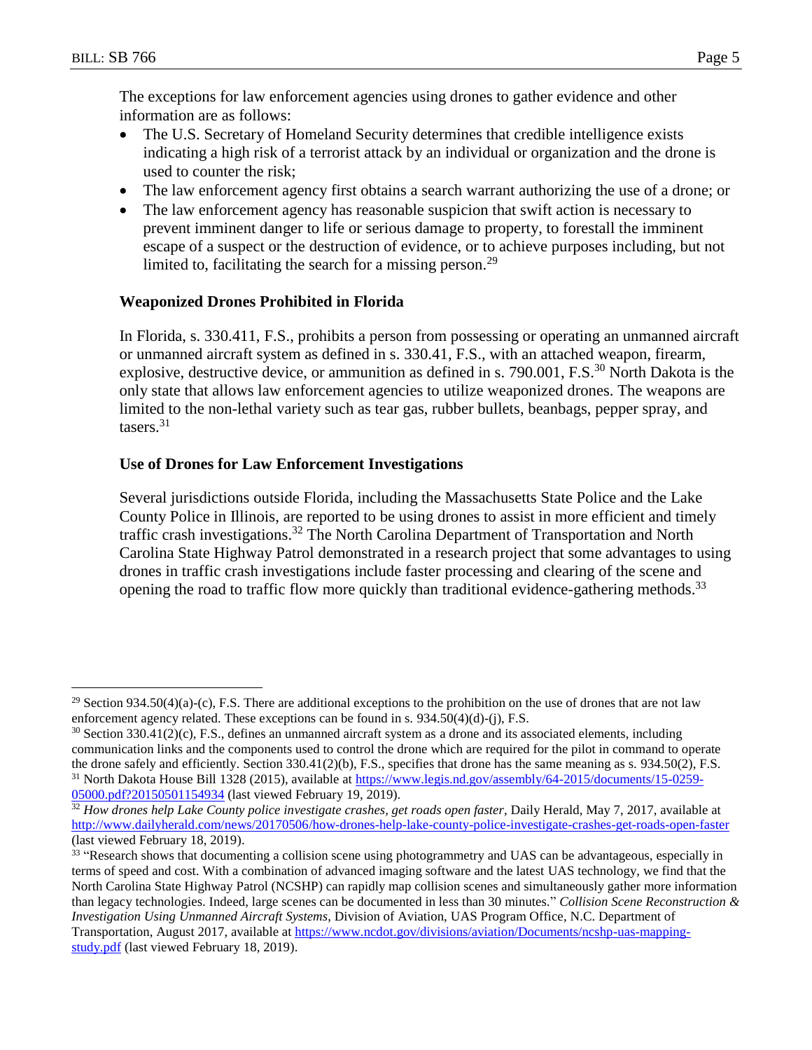The exceptions for law enforcement agencies using drones to gather evidence and other information are as follows:

- The U.S. Secretary of Homeland Security determines that credible intelligence exists indicating a high risk of a terrorist attack by an individual or organization and the drone is used to counter the risk;
- The law enforcement agency first obtains a search warrant authorizing the use of a drone; or
- The law enforcement agency has reasonable suspicion that swift action is necessary to prevent imminent danger to life or serious damage to property, to forestall the imminent escape of a suspect or the destruction of evidence, or to achieve purposes including, but not limited to, facilitating the search for a missing person.[29]

**Weaponized Drones Prohibited in Florida**

In Florida, s. 330.411, F.S., prohibits a person from possessing or operating an unmanned aircraft or unmanned aircraft system as defined in s. 330.41, F.S., with an attached weapon, firearm, explosive, destructive device, or ammunition as defined in s. 790.001, F.S.[30] North Dakota is the only state that allows law enforcement agencies to utilize weaponized drones. The weapons are limited to the non-lethal variety such as tear gas, rubber bullets, beanbags, pepper spray, and tasers.[31]

**Use of Drones for Law Enforcement Investigations**

Several jurisdictions outside Florida, including the Massachusetts State Police and the Lake County Police in Illinois, are reported to be using drones to assist in more efficient and timely traffic crash investigations.[32] The North Carolina Department of Transportation and North Carolina State Highway Patrol demonstrated in a research project that some advantages to using drones in traffic crash investigations include faster processing and clearing of the scene and opening the road to traffic flow more quickly than traditional evidence-gathering methods.[33]

---

[29] Section 934.50(4)(a)-(c), F.S. There are additional exceptions to the prohibition on the use of drones that are not law enforcement agency related. These exceptions can be found in s. 934.50(4)(d)-(j), F.S.

[30] Section 330.41(2)(c), F.S., defines an unmanned aircraft system as a drone and its associated elements, including communication links and the components used to control the drone which are required for the pilot in command to operate the drone safely and efficiently. Section 330.41(2)(b), F.S., specifies that drone has the same meaning as s. 934.50(2), F.S.

[31] North Dakota House Bill 1328 (2015), available at https://www.legis.nd.gov/assembly/64-2015/documents/15-0259-05000.pdf?20150501154934 (last viewed February 19, 2019).

[32] *How drones help Lake County police investigate crashes, get roads open faster*, Daily Herald, May 7, 2017, available at http://www.dailyherald.com/news/20170506/how-drones-help-lake-county-police-investigate-crashes-get-roads-open-faster (last viewed February 18, 2019).

[33] "Research shows that documenting a collision scene using photogrammetry and UAS can be advantageous, especially in terms of speed and cost. With a combination of advanced imaging software and the latest UAS technology, we find that the North Carolina State Highway Patrol (NCSHP) can rapidly map collision scenes and simultaneously gather more information than legacy technologies. Indeed, large scenes can be documented in less than 30 minutes." *Collision Scene Reconstruction & Investigation Using Unmanned Aircraft Systems*, Division of Aviation, UAS Program Office, N.C. Department of Transportation, August 2017, available at https://www.ncdot.gov/divisions/aviation/Documents/ncshp-uas-mapping-study.pdf (last viewed February 18, 2019).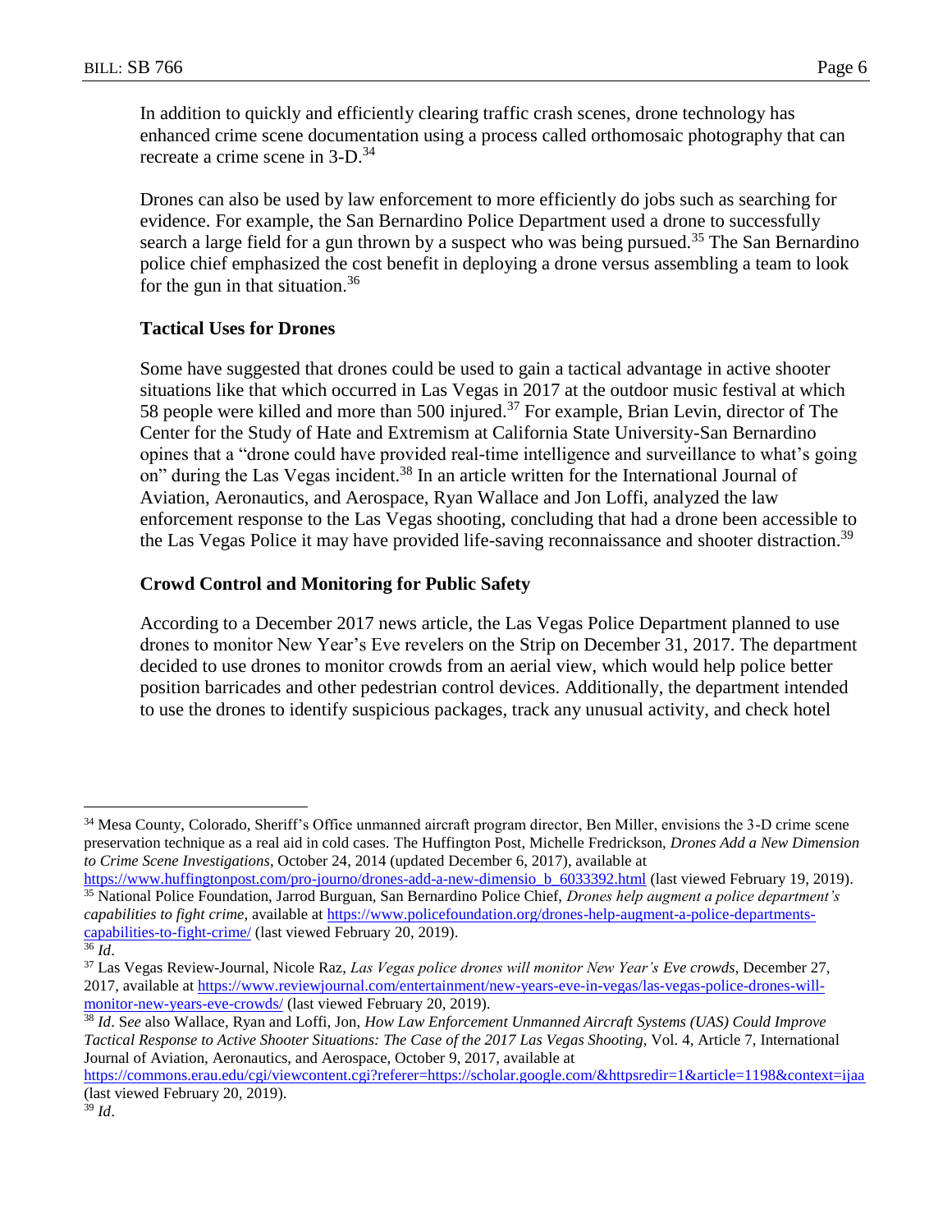In addition to quickly and efficiently clearing traffic crash scenes, drone technology has enhanced crime scene documentation using a process called orthomosaic photography that can recreate a crime scene in 3-D.[34]

Drones can also be used by law enforcement to more efficiently do jobs such as searching for evidence. For example, the San Bernardino Police Department used a drone to successfully search a large field for a gun thrown by a suspect who was being pursued.[35] The San Bernardino police chief emphasized the cost benefit in deploying a drone versus assembling a team to look for the gun in that situation.[36]

**Tactical Uses for Drones**

Some have suggested that drones could be used to gain a tactical advantage in active shooter situations like that which occurred in Las Vegas in 2017 at the outdoor music festival at which 58 people were killed and more than 500 injured.[37] For example, Brian Levin, director of The Center for the Study of Hate and Extremism at California State University-San Bernardino opines that a "drone could have provided real-time intelligence and surveillance to what's going on" during the Las Vegas incident.[38] In an article written for the International Journal of Aviation, Aeronautics, and Aerospace, Ryan Wallace and Jon Loffi, analyzed the law enforcement response to the Las Vegas shooting, concluding that had a drone been accessible to the Las Vegas Police it may have provided life-saving reconnaissance and shooter distraction.[39]

**Crowd Control and Monitoring for Public Safety**

According to a December 2017 news article, the Las Vegas Police Department planned to use drones to monitor New Year's Eve revelers on the Strip on December 31, 2017. The department decided to use drones to monitor crowds from an aerial view, which would help police better position barricades and other pedestrian control devices. Additionally, the department intended to use the drones to identify suspicious packages, track any unusual activity, and check hotel

---

[34] Mesa County, Colorado, Sheriff's Office unmanned aircraft program director, Ben Miller, envisions the 3-D crime scene preservation technique as a real aid in cold cases. The Huffington Post, Michelle Fredrickson, *Drones Add a New Dimension to Crime Scene Investigations*, October 24, 2014 (updated December 6, 2017), available at https://www.huffingtonpost.com/pro-journo/drones-add-a-new-dimensio_b_6033392.html (last viewed February 19, 2019).

[35] National Police Foundation, Jarrod Burguan, San Bernardino Police Chief, *Drones help augment a police department's capabilities to fight crime*, available at https://www.policefoundation.org/drones-help-augment-a-police-departments-capabilities-to-fight-crime/ (last viewed February 20, 2019).

[36] *Id*.

[37] Las Vegas Review-Journal, Nicole Raz, *Las Vegas police drones will monitor New Year's Eve crowds*, December 27, 2017, available at https://www.reviewjournal.com/entertainment/new-years-eve-in-vegas/las-vegas-police-drones-will-monitor-new-years-eve-crowds/ (last viewed February 20, 2019).

[38] *Id*. *See* also Wallace, Ryan and Loffi, Jon, *How Law Enforcement Unmanned Aircraft Systems (UAS) Could Improve Tactical Response to Active Shooter Situations: The Case of the 2017 Las Vegas Shooting*, Vol. 4, Article 7, International Journal of Aviation, Aeronautics, and Aerospace, October 9, 2017, available at https://commons.erau.edu/cgi/viewcontent.cgi?referer=https://scholar.google.com/&httpsredir=1&article=1198&context=ijaa (last viewed February 20, 2019).

[39] *Id*.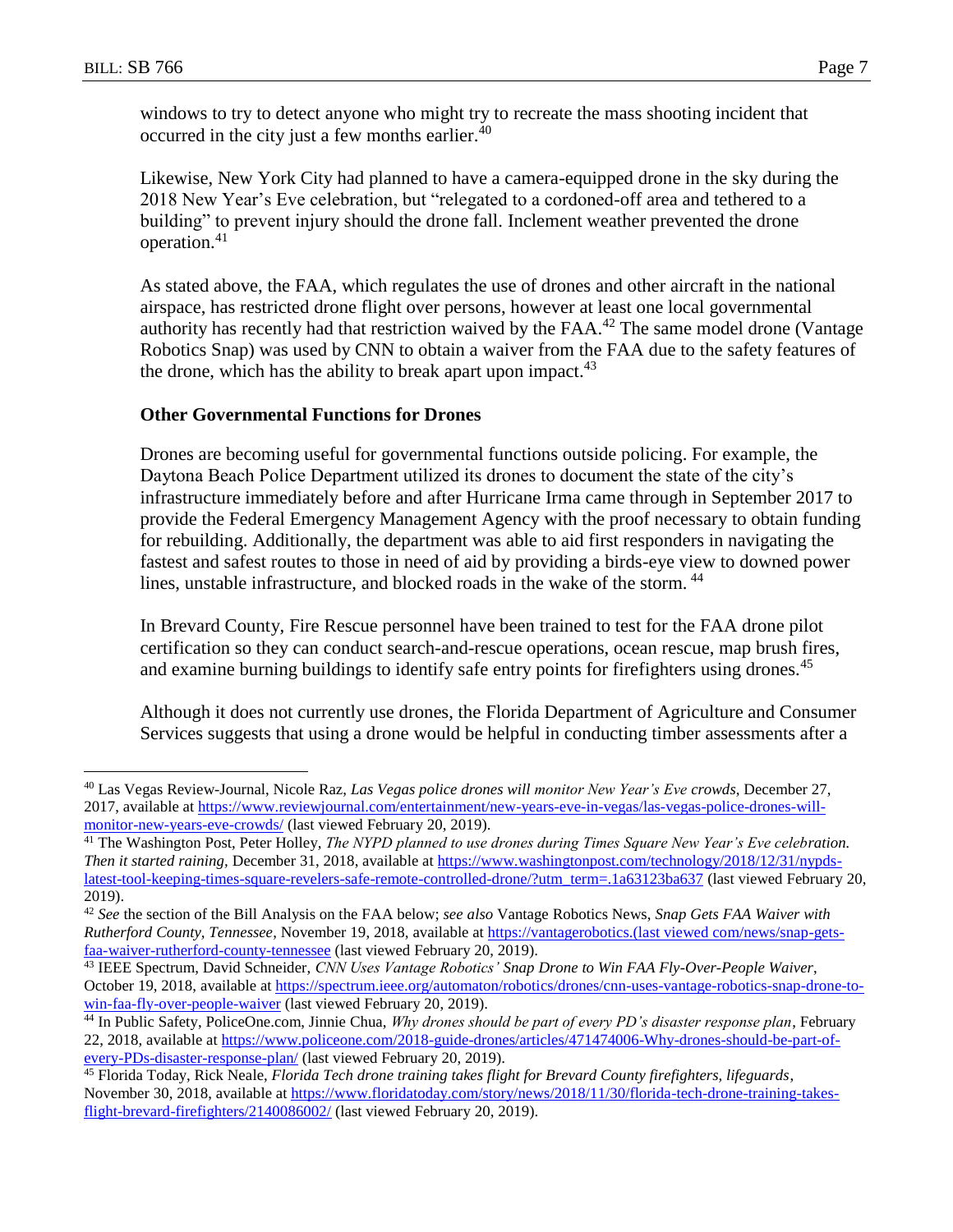windows to try to detect anyone who might try to recreate the mass shooting incident that occurred in the city just a few months earlier.[40]

Likewise, New York City had planned to have a camera-equipped drone in the sky during the 2018 New Year's Eve celebration, but "relegated to a cordoned-off area and tethered to a building" to prevent injury should the drone fall. Inclement weather prevented the drone operation.[41]

As stated above, the FAA, which regulates the use of drones and other aircraft in the national airspace, has restricted drone flight over persons, however at least one local governmental authority has recently had that restriction waived by the FAA.[42] The same model drone (Vantage Robotics Snap) was used by CNN to obtain a waiver from the FAA due to the safety features of the drone, which has the ability to break apart upon impact.[43]

**Other Governmental Functions for Drones**

Drones are becoming useful for governmental functions outside policing. For example, the Daytona Beach Police Department utilized its drones to document the state of the city's infrastructure immediately before and after Hurricane Irma came through in September 2017 to provide the Federal Emergency Management Agency with the proof necessary to obtain funding for rebuilding. Additionally, the department was able to aid first responders in navigating the fastest and safest routes to those in need of aid by providing a birds-eye view to downed power lines, unstable infrastructure, and blocked roads in the wake of the storm.[44]

In Brevard County, Fire Rescue personnel have been trained to test for the FAA drone pilot certification so they can conduct search-and-rescue operations, ocean rescue, map brush fires, and examine burning buildings to identify safe entry points for firefighters using drones.[45]

Although it does not currently use drones, the Florida Department of Agriculture and Consumer Services suggests that using a drone would be helpful in conducting timber assessments after a

---

[40] Las Vegas Review-Journal, Nicole Raz, *Las Vegas police drones will monitor New Year's Eve crowds*, December 27, 2017, available at https://www.reviewjournal.com/entertainment/new-years-eve-in-vegas/las-vegas-police-drones-will-monitor-new-years-eve-crowds/ (last viewed February 20, 2019).

[41] The Washington Post, Peter Holley, *The NYPD planned to use drones during Times Square New Year's Eve celebration. Then it started raining*, December 31, 2018, available at https://www.washingtonpost.com/technology/2018/12/31/nypds-latest-tool-keeping-times-square-revelers-safe-remote-controlled-drone/?utm_term=.1a63123ba637 (last viewed February 20, 2019).

[42] *See* the section of the Bill Analysis on the FAA below; *see also* Vantage Robotics News, *Snap Gets FAA Waiver with Rutherford County, Tennessee*, November 19, 2018, available at https://vantagerobotics.(last viewed com/news/snap-gets-faa-waiver-rutherford-county-tennessee (last viewed February 20, 2019).

[43] IEEE Spectrum, David Schneider, *CNN Uses Vantage Robotics' Snap Drone to Win FAA Fly-Over-People Waiver*, October 19, 2018, available at https://spectrum.ieee.org/automaton/robotics/drones/cnn-uses-vantage-robotics-snap-drone-to-win-faa-fly-over-people-waiver (last viewed February 20, 2019).

[44] In Public Safety, PoliceOne.com, Jinnie Chua, *Why drones should be part of every PD's disaster response plan*, February 22, 2018, available at https://www.policeone.com/2018-guide-drones/articles/471474006-Why-drones-should-be-part-of-every-PDs-disaster-response-plan/ (last viewed February 20, 2019).

[45] Florida Today, Rick Neale, *Florida Tech drone training takes flight for Brevard County firefighters, lifeguards*, November 30, 2018, available at https://www.floridatoday.com/story/news/2018/11/30/florida-tech-drone-training-takes-flight-brevard-firefighters/2140086002/ (last viewed February 20, 2019).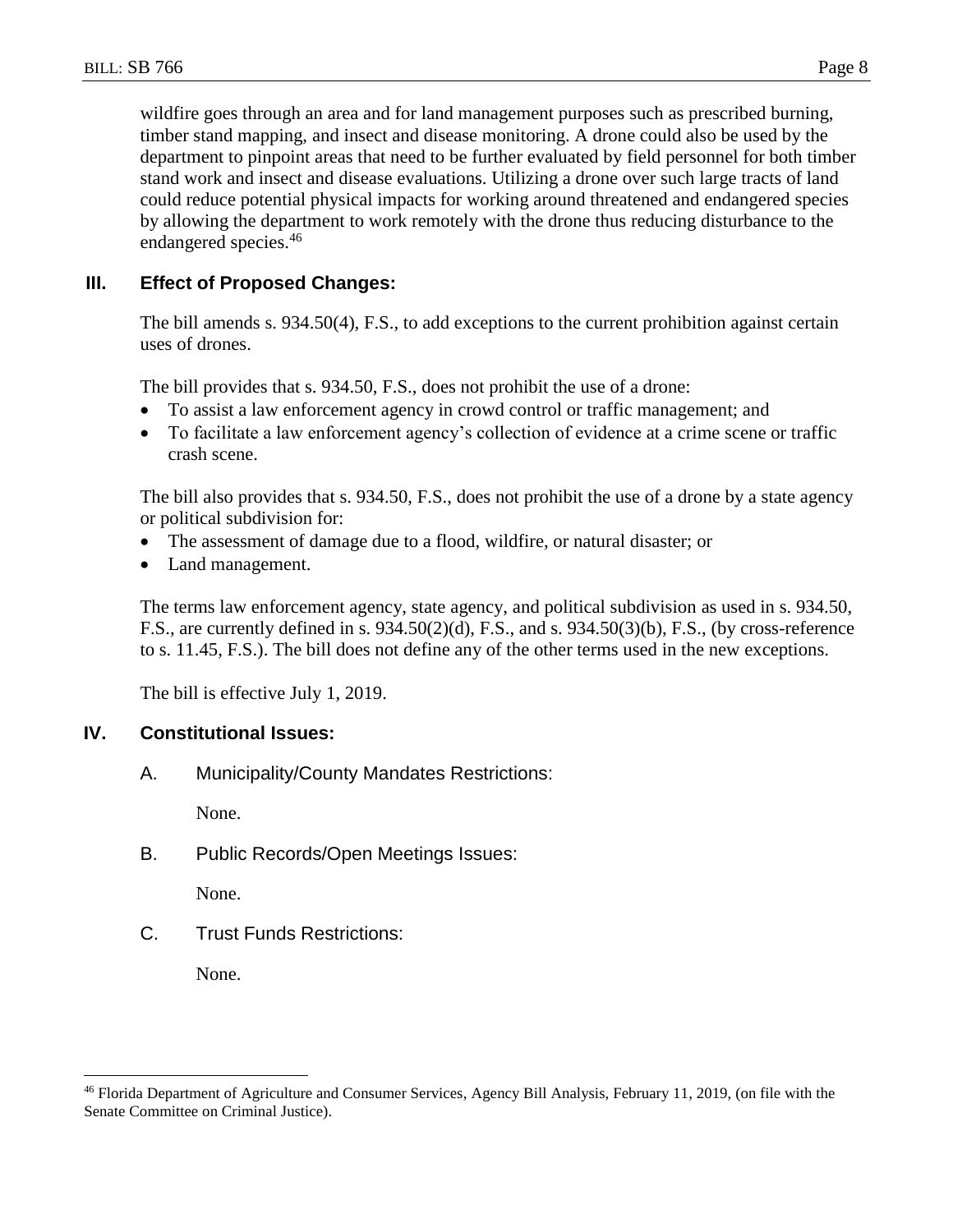wildfire goes through an area and for land management purposes such as prescribed burning, timber stand mapping, and insect and disease monitoring. A drone could also be used by the department to pinpoint areas that need to be further evaluated by field personnel for both timber stand work and insect and disease evaluations. Utilizing a drone over such large tracts of land could reduce potential physical impacts for working around threatened and endangered species by allowing the department to work remotely with the drone thus reducing disturbance to the endangered species.[46]

## III. Effect of Proposed Changes:

The bill amends s. 934.50(4), F.S., to add exceptions to the current prohibition against certain uses of drones.

The bill provides that s. 934.50, F.S., does not prohibit the use of a drone:

- To assist a law enforcement agency in crowd control or traffic management; and
- To facilitate a law enforcement agency's collection of evidence at a crime scene or traffic crash scene.

The bill also provides that s. 934.50, F.S., does not prohibit the use of a drone by a state agency or political subdivision for:

- The assessment of damage due to a flood, wildfire, or natural disaster; or
- Land management.

The terms law enforcement agency, state agency, and political subdivision as used in s. 934.50, F.S., are currently defined in s. 934.50(2)(d), F.S., and s. 934.50(3)(b), F.S., (by cross-reference to s. 11.45, F.S.). The bill does not define any of the other terms used in the new exceptions.

The bill is effective July 1, 2019.

## IV. Constitutional Issues:

### A. Municipality/County Mandates Restrictions:

None.

### B. Public Records/Open Meetings Issues:

None.

### C. Trust Funds Restrictions:

None.

---

[46] Florida Department of Agriculture and Consumer Services, Agency Bill Analysis, February 11, 2019, (on file with the Senate Committee on Criminal Justice).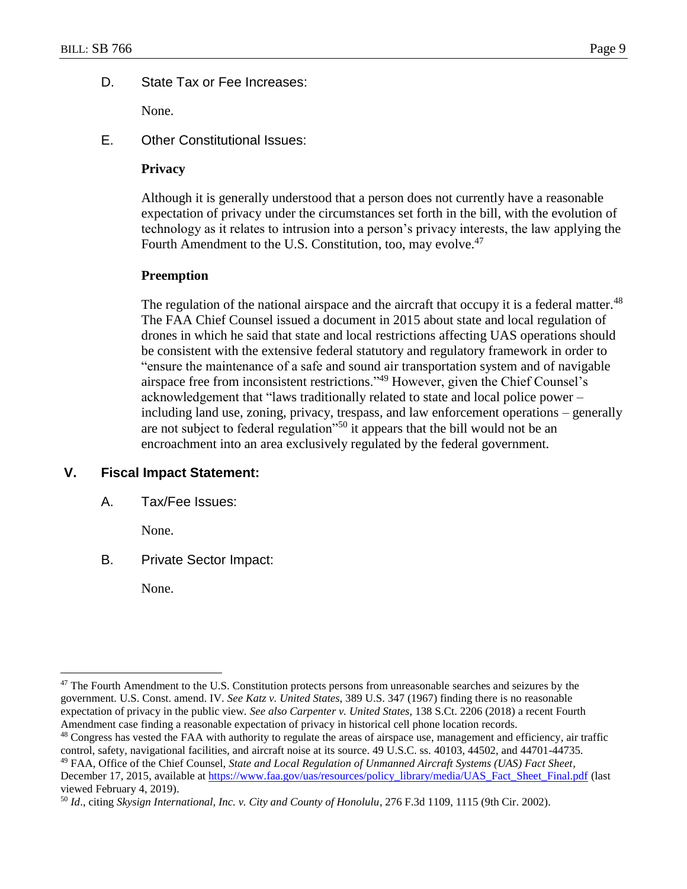D. State Tax or Fee Increases:

None.

E. Other Constitutional Issues:

**Privacy**

Although it is generally understood that a person does not currently have a reasonable expectation of privacy under the circumstances set forth in the bill, with the evolution of technology as it relates to intrusion into a person's privacy interests, the law applying the Fourth Amendment to the U.S. Constitution, too, may evolve.[47]

**Preemption**

The regulation of the national airspace and the aircraft that occupy it is a federal matter.[48] The FAA Chief Counsel issued a document in 2015 about state and local regulation of drones in which he said that state and local restrictions affecting UAS operations should be consistent with the extensive federal statutory and regulatory framework in order to "ensure the maintenance of a safe and sound air transportation system and of navigable airspace free from inconsistent restrictions."[49] However, given the Chief Counsel's acknowledgement that "laws traditionally related to state and local police power – including land use, zoning, privacy, trespass, and law enforcement operations – generally are not subject to federal regulation"[50] it appears that the bill would not be an encroachment into an area exclusively regulated by the federal government.

## V. Fiscal Impact Statement:

A. Tax/Fee Issues:

None.

B. Private Sector Impact:

None.

---

[47] The Fourth Amendment to the U.S. Constitution protects persons from unreasonable searches and seizures by the government. U.S. Const. amend. IV. *See Katz v. United States,* 389 U.S. 347 (1967) finding there is no reasonable expectation of privacy in the public view. *See also Carpenter v. United States,* 138 S.Ct. 2206 (2018) a recent Fourth Amendment case finding a reasonable expectation of privacy in historical cell phone location records.

[48] Congress has vested the FAA with authority to regulate the areas of airspace use, management and efficiency, air traffic control, safety, navigational facilities, and aircraft noise at its source. 49 U.S.C. ss. 40103, 44502, and 44701-44735.

[49] FAA, Office of the Chief Counsel, *State and Local Regulation of Unmanned Aircraft Systems (UAS) Fact Sheet*, December 17, 2015, available at https://www.faa.gov/uas/resources/policy_library/media/UAS_Fact_Sheet_Final.pdf (last viewed February 4, 2019).

[50] *Id*., citing *Skysign International, Inc. v. City and County of Honolulu*, 276 F.3d 1109, 1115 (9th Cir. 2002).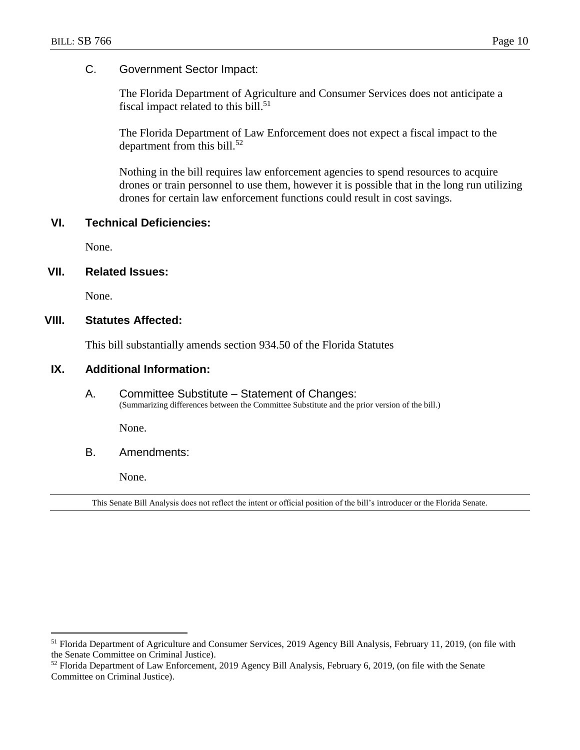### C. Government Sector Impact:

The Florida Department of Agriculture and Consumer Services does not anticipate a fiscal impact related to this bill.[51]

The Florida Department of Law Enforcement does not expect a fiscal impact to the department from this bill.[52]

Nothing in the bill requires law enforcement agencies to spend resources to acquire drones or train personnel to use them, however it is possible that in the long run utilizing drones for certain law enforcement functions could result in cost savings.

## VI. Technical Deficiencies:

None.

## VII. Related Issues:

None.

## VIII. Statutes Affected:

This bill substantially amends section 934.50 of the Florida Statutes

## IX. Additional Information:

### A. Committee Substitute – Statement of Changes:

(Summarizing differences between the Committee Substitute and the prior version of the bill.)

None.

### B. Amendments:

None.

This Senate Bill Analysis does not reflect the intent or official position of the bill's introducer or the Florida Senate.

---

[51] Florida Department of Agriculture and Consumer Services, 2019 Agency Bill Analysis, February 11, 2019, (on file with the Senate Committee on Criminal Justice).

[52] Florida Department of Law Enforcement, 2019 Agency Bill Analysis, February 6, 2019, (on file with the Senate Committee on Criminal Justice).